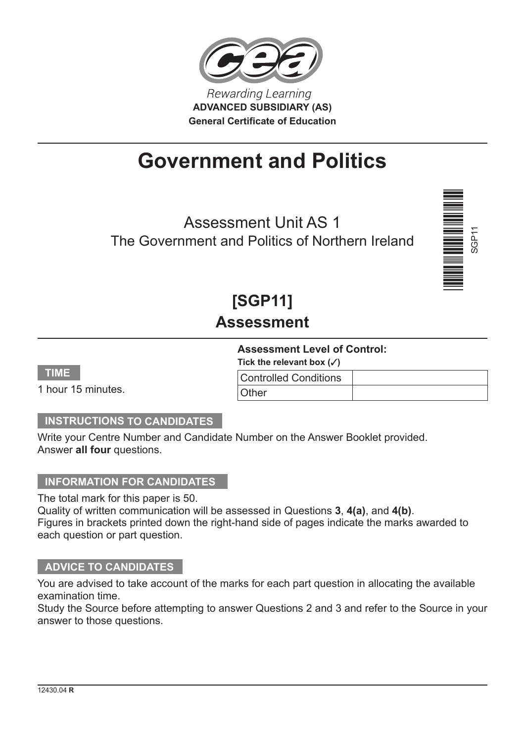Rewarding Learning

**ADVANCED SUBSIDIARY (AS)**

**General Certificate of Education**

# Government and Politics

## Assessment Unit AS 1
## The Government and Politics of Northern Ireland

SGP11

## [SGP11]
## Assessment

**Assessment Level of Control:**

**Tick the relevant box (✓)**

| Controlled Conditions | |
|---|---|
| Other | |

**TIME**

1 hour 15 minutes.

**INSTRUCTIONS TO CANDIDATES**

Write your Centre Number and Candidate Number on the Answer Booklet provided.
Answer **all four** questions.

**INFORMATION FOR CANDIDATES**

The total mark for this paper is 50.
Quality of written communication will be assessed in Questions **3**, **4(a)**, and **4(b)**.
Figures in brackets printed down the right-hand side of pages indicate the marks awarded to each question or part question.

**ADVICE TO CANDIDATES**

You are advised to take account of the marks for each part question in allocating the available examination time.
Study the Source before attempting to answer Questions 2 and 3 and refer to the Source in your answer to those questions.

12430.04 **R**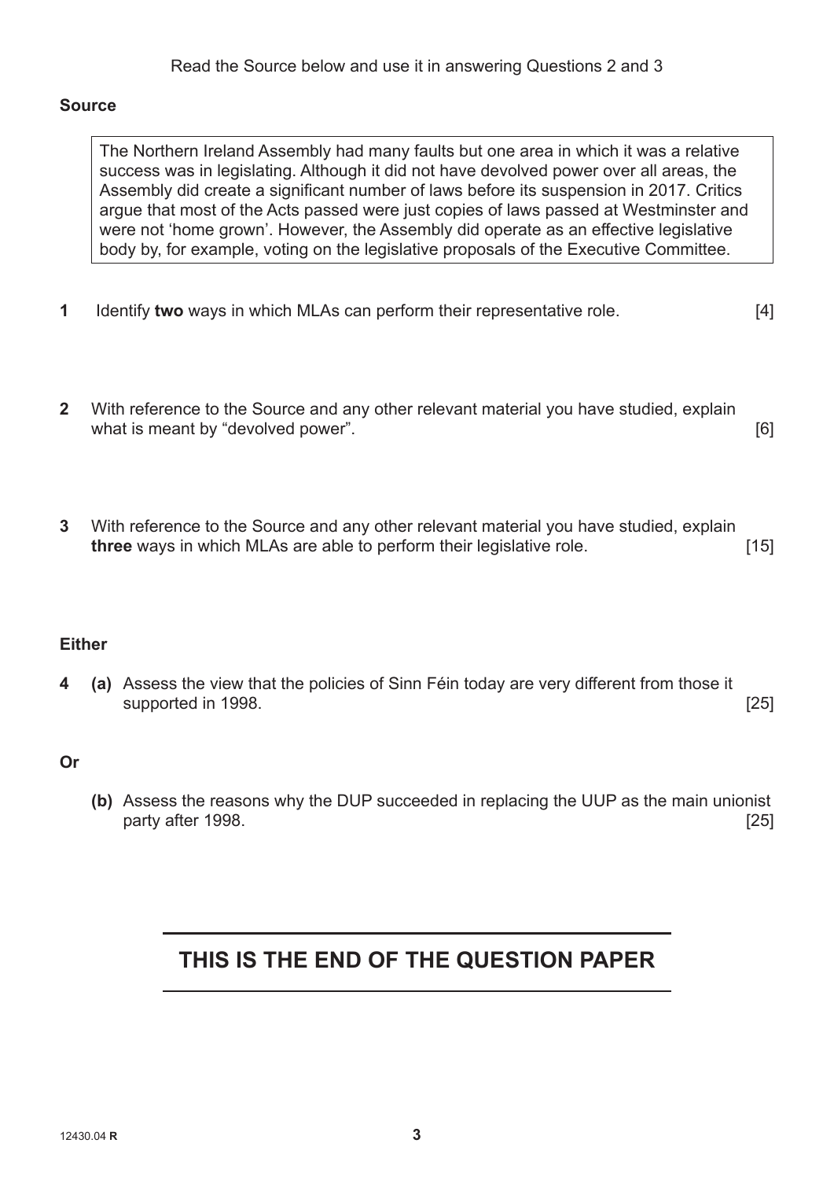Read the Source below and use it in answering Questions 2 and 3

**Source**

> The Northern Ireland Assembly had many faults but one area in which it was a relative success was in legislating. Although it did not have devolved power over all areas, the Assembly did create a significant number of laws before its suspension in 2017. Critics argue that most of the Acts passed were just copies of laws passed at Westminster and were not 'home grown'. However, the Assembly did operate as an effective legislative body by, for example, voting on the legislative proposals of the Executive Committee.

**1** Identify **two** ways in which MLAs can perform their representative role. [4]

**2** With reference to the Source and any other relevant material you have studied, explain what is meant by "devolved power". [6]

**3** With reference to the Source and any other relevant material you have studied, explain **three** ways in which MLAs are able to perform their legislative role. [15]

**Either**

**4** **(a)** Assess the view that the policies of Sinn Féin today are very different from those it supported in 1998. [25]

**Or**

**(b)** Assess the reasons why the DUP succeeded in replacing the UUP as the main unionist party after 1998. [25]

## THIS IS THE END OF THE QUESTION PAPER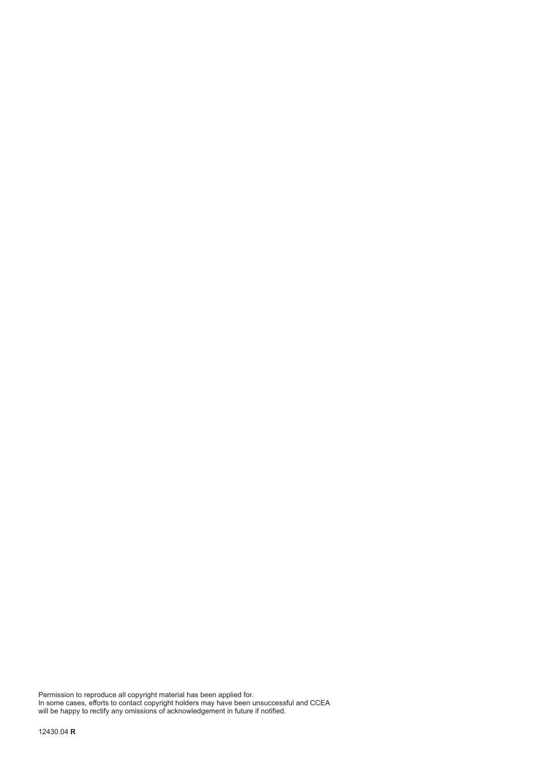Permission to reproduce all copyright material has been applied for.
In some cases, efforts to contact copyright holders may have been unsuccessful and CCEA will be happy to rectify any omissions of acknowledgement in future if notified.

12430.04 **R**